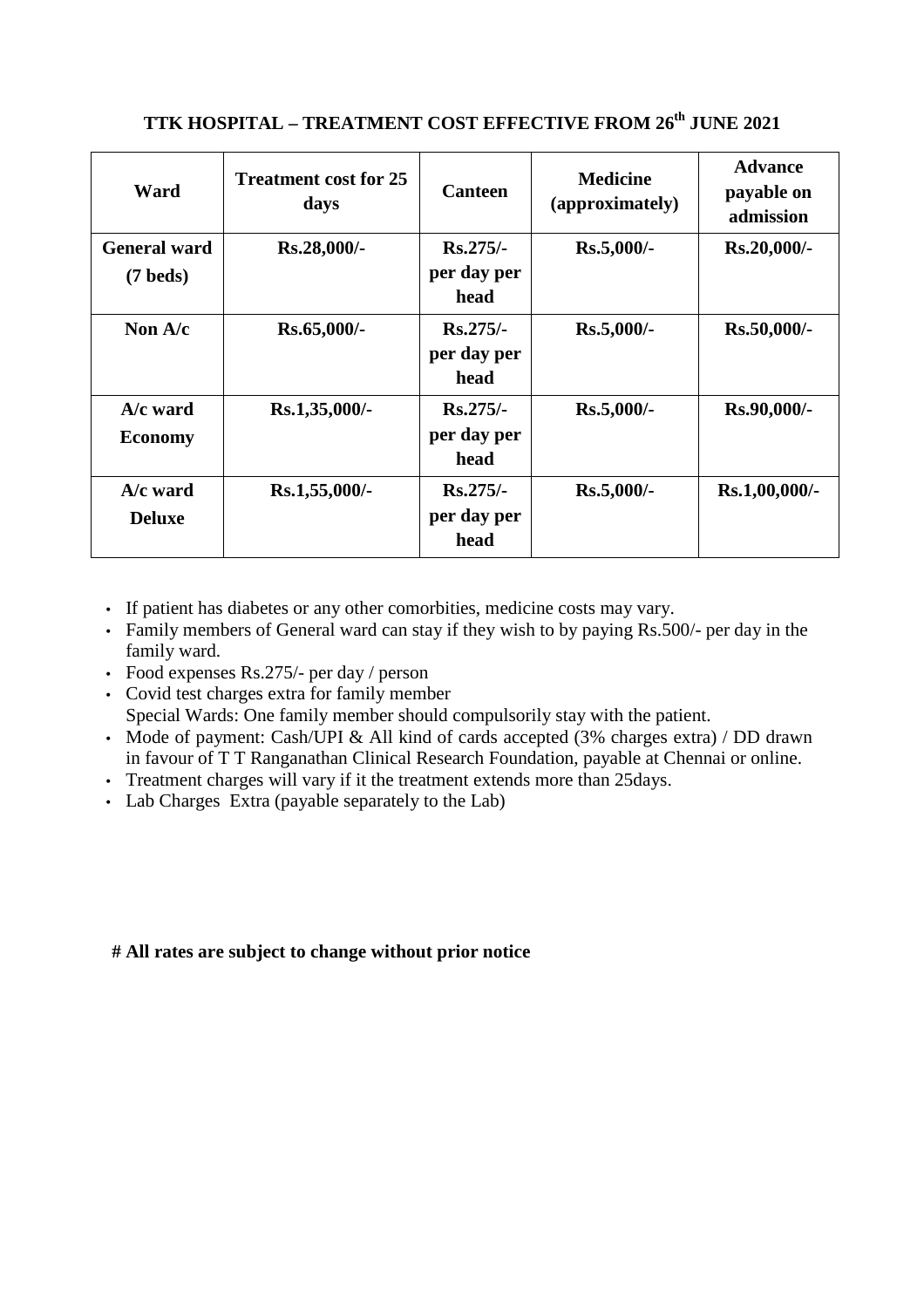# TTK HOSPITAL – TREATMENT COST EFFECTIVE FROM 26th JUNE 2021

| Ward | Treatment cost for 25 days | Canteen | Medicine (approximately) | Advance payable on admission |
|---|---|---|---|---|
| **General ward (7 beds)** | **Rs.28,000/-** | **Rs.275/- per day per head** | **Rs.5,000/-** | **Rs.20,000/-** |
| **Non A/c** | **Rs.65,000/-** | **Rs.275/- per day per head** | **Rs.5,000/-** | **Rs.50,000/-** |
| **A/c ward Economy** | **Rs.1,35,000/-** | **Rs.275/- per day per head** | **Rs.5,000/-** | **Rs.90,000/-** |
| **A/c ward Deluxe** | **Rs.1,55,000/-** | **Rs.275/- per day per head** | **Rs.5,000/-** | **Rs.1,00,000/-** |

- If patient has diabetes or any other comorbities, medicine costs may vary.
- Family members of General ward can stay if they wish to by paying Rs.500/- per day in the family ward.
- Food expenses Rs.275/- per day / person
- Covid test charges extra for family member
  Special Wards: One family member should compulsorily stay with the patient.
- Mode of payment: Cash/UPI & All kind of cards accepted (3% charges extra) / DD drawn in favour of T T Ranganathan Clinical Research Foundation, payable at Chennai or online.
- Treatment charges will vary if it the treatment extends more than 25days.
- Lab Charges Extra (payable separately to the Lab)

**# All rates are subject to change without prior notice**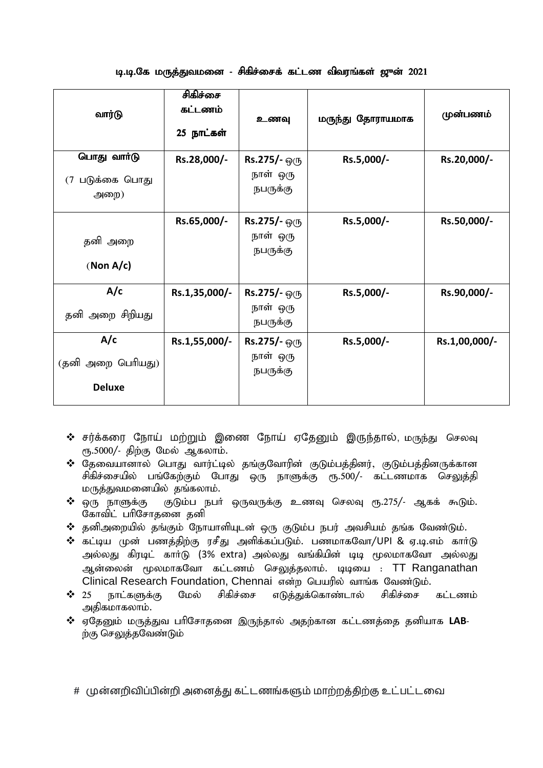## டி.டி.கே மருத்துவமனை - சிகிச்சைக் கட்டண விவரங்கள் ஜூன் 2021

| வார்டு | சிகிச்சை கட்டணம் 25 நாட்கள் | உணவு | மருந்து தோராயமாக | முன்பணம் |
|---|---|---|---|---|
| **பொது வார்டு** (7 படுக்கை பொது அறை) | **Rs.28,000/-** | **Rs.275/-** ஒரு நாள் ஒரு நபருக்கு | **Rs.5,000/-** | **Rs.20,000/-** |
| தனி அறை (**Non A/c**) | **Rs.65,000/-** | **Rs.275/-** ஒரு நாள் ஒரு நபருக்கு | **Rs.5,000/-** | **Rs.50,000/-** |
| **A/c** தனி அறை சிறியது | **Rs.1,35,000/-** | **Rs.275/-** ஒரு நாள் ஒரு நபருக்கு | **Rs.5,000/-** | **Rs.90,000/-** |
| **A/c** (தனி அறை பெரியது) **Deluxe** | **Rs.1,55,000/-** | **Rs.275/-** ஒரு நாள் ஒரு நபருக்கு | **Rs.5,000/-** | **Rs.1,00,000/-** |

- சர்க்கரை நோய் மற்றும் இணை நோய் ஏதேனும் இருந்தால், மருந்து செலவு ரூ.5000/- திற்கு மேல் ஆகலாம்.
- தேவையானால் பொது வார்ட்டில் தங்குவோரின் குடும்பத்தினர், குடும்பத்தினருக்கான சிகிச்சையில் பங்கேற்கும் போது ஒரு நாளுக்கு ரூ.500/- கட்டணமாக செலுத்தி மருத்துவமனையில் தங்கலாம்.
- ஒரு நாளுக்கு குடும்ப நபர் ஒருவருக்கு உணவு செலவு ரூ.275/- ஆகக் கூடும். கோவிட் பரிசோதனை தனி
- தனிஅறையில் தங்கும் நோயாளியுடன் ஒரு குடும்ப நபர் அவசியம் தங்க வேண்டும்.
- கட்டிய முன் பணத்திற்கு ரசீது அளிக்கப்படும். பணமாகவோ/UPI & ஏ.டி.எம் கார்டு அல்லது கிரடிட் கார்டு (3% extra) அல்லது வங்கியின் டிடி மூலமாகவோ அல்லது ஆன்லைன் மூலமாகவோ கட்டணம் செலுத்தலாம். டிடியை : TT Ranganathan Clinical Research Foundation, Chennai என்ற பெயரில் வாங்க வேண்டும்.
- 25 நாட்களுக்கு மேல் சிகிச்சை எடுத்துக்கொண்டால் சிகிச்சை கட்டணம் அதிகமாகலாம்.
- ஏதேனும் மருத்துவ பரிசோதனை இருந்தால் அதற்கான கட்டணத்தை தனியாக **LAB**-ற்கு செலுத்தவேண்டும்

# முன்னறிவிப்பின்றி அனைத்து கட்டணங்களும் மாற்றத்திற்கு உட்பட்டவை